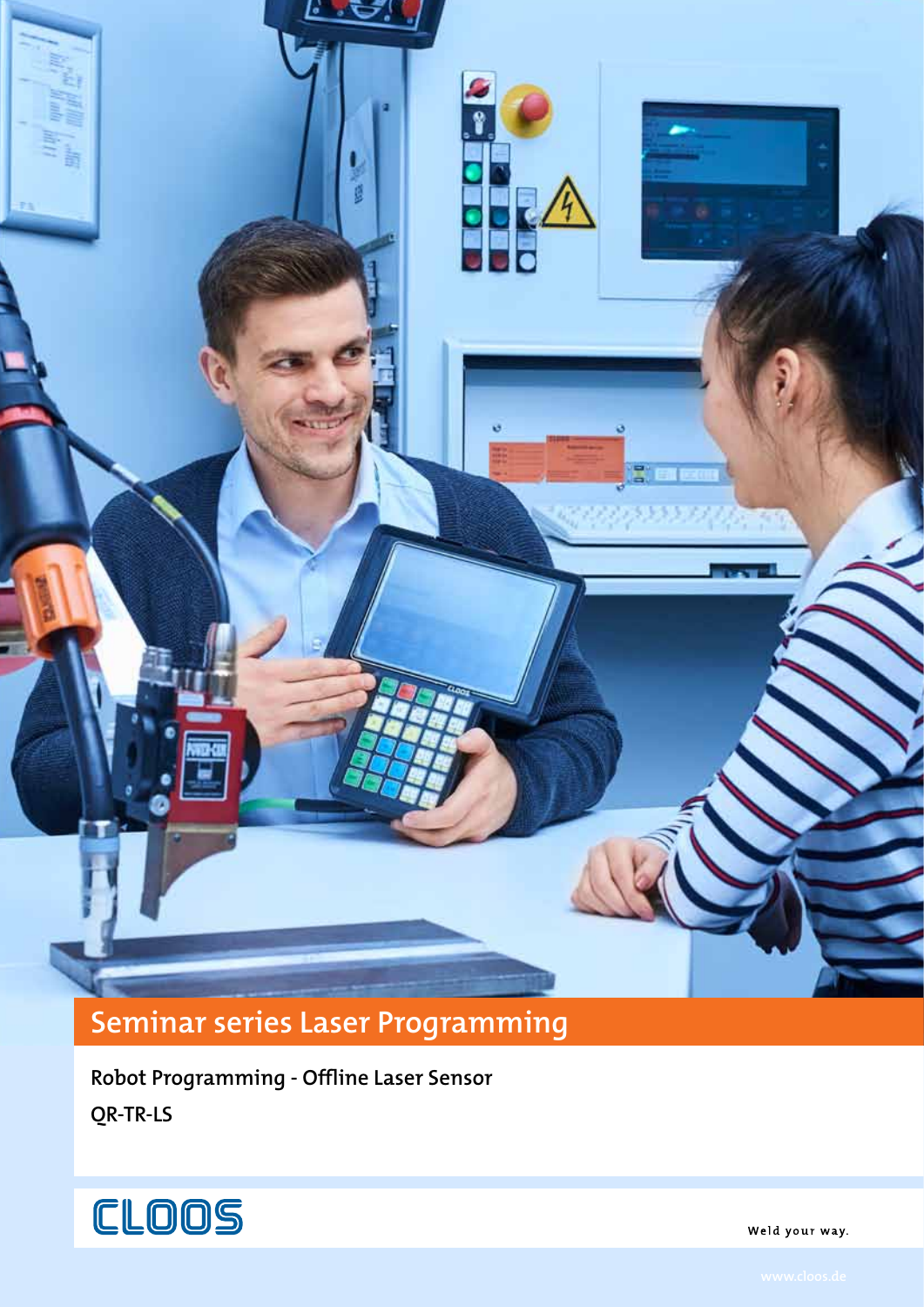# Seminar series Laser Programming

**Robot Programming - Offline Laser Sensor**

**QR-TR-LS**

CLOOS

Weld your way.

www.cloos.de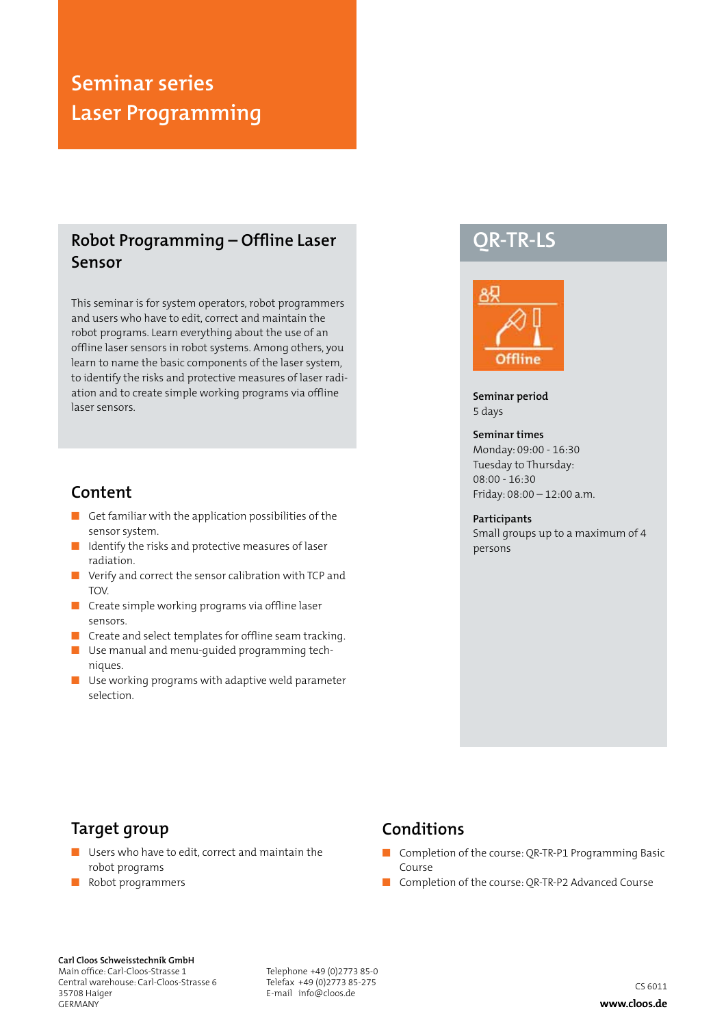# Seminar series
# Laser Programming

## Robot Programming – Offline Laser Sensor

This seminar is for system operators, robot programmers and users who have to edit, correct and maintain the robot programs. Learn everything about the use of an offline laser sensors in robot systems. Among others, you learn to name the basic components of the laser system, to identify the risks and protective measures of laser radiation and to create simple working programs via offline laser sensors.

## QR-TR-LS

Offline

**Seminar period**
5 days

**Seminar times**
Monday: 09:00 - 16:30
Tuesday to Thursday:
08:00 - 16:30
Friday: 08:00 – 12:00 a.m.

**Participants**
Small groups up to a maximum of 4 persons

## Content

- Get familiar with the application possibilities of the sensor system.
- Identify the risks and protective measures of laser radiation.
- Verify and correct the sensor calibration with TCP and TOV.
- Create simple working programs via offline laser sensors.
- Create and select templates for offline seam tracking.
- Use manual and menu-guided programming techniques.
- Use working programs with adaptive weld parameter selection.

## Target group

- Users who have to edit, correct and maintain the robot programs
- Robot programmers

## Conditions

- Completion of the course: QR-TR-P1 Programming Basic Course
- Completion of the course: QR-TR-P2 Advanced Course

**Carl Cloos Schweisstechnik GmbH**
Main office: Carl-Cloos-Strasse 1
Central warehouse: Carl-Cloos-Strasse 6
35708 Haiger
GERMANY

Telephone +49 (0)2773 85-0
Telefax +49 (0)2773 85-275
E-mail info@cloos.de

CS 6011

**www.cloos.de**